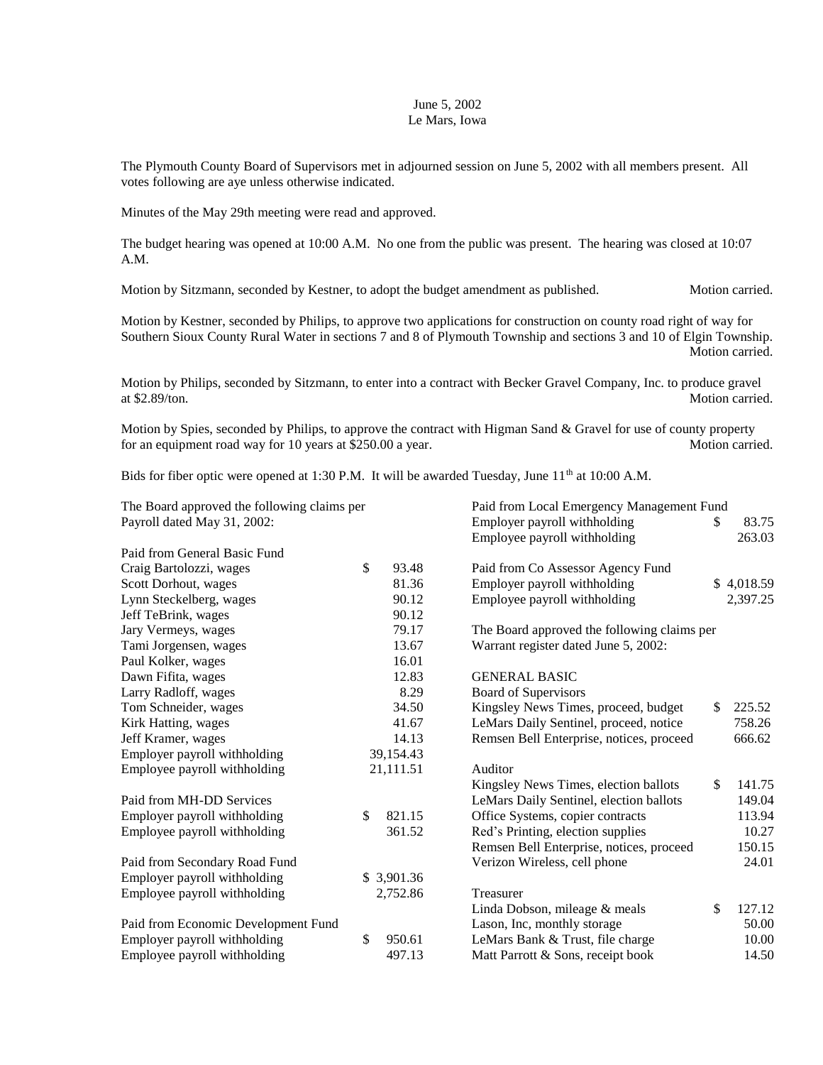June 5, 2002
Le Mars, Iowa

The Plymouth County Board of Supervisors met in adjourned session on June 5, 2002 with all members present. All votes following are aye unless otherwise indicated.

Minutes of the May 29th meeting were read and approved.

The budget hearing was opened at 10:00 A.M. No one from the public was present. The hearing was closed at 10:07 A.M.

Motion by Sitzmann, seconded by Kestner, to adopt the budget amendment as published. Motion carried.

Motion by Kestner, seconded by Philips, to approve two applications for construction on county road right of way for Southern Sioux County Rural Water in sections 7 and 8 of Plymouth Township and sections 3 and 10 of Elgin Township. Motion carried.

Motion by Philips, seconded by Sitzmann, to enter into a contract with Becker Gravel Company, Inc. to produce gravel at $2.89/ton. Motion carried.

Motion by Spies, seconded by Philips, to approve the contract with Higman Sand & Gravel for use of county property for an equipment road way for 10 years at $250.00 a year. Motion carried.

Bids for fiber optic were opened at 1:30 P.M. It will be awarded Tuesday, June 11th at 10:00 A.M.

The Board approved the following claims per Payroll dated May 31, 2002:

| Paid from General Basic Fund | |
|---|---|
| Craig Bartolozzi, wages | $ 93.48 |
| Scott Dorhout, wages | 81.36 |
| Lynn Steckelberg, wages | 90.12 |
| Jeff TeBrink, wages | 90.12 |
| Jary Vermeys, wages | 79.17 |
| Tami Jorgensen, wages | 13.67 |
| Paul Kolker, wages | 16.01 |
| Dawn Fifita, wages | 12.83 |
| Larry Radloff, wages | 8.29 |
| Tom Schneider, wages | 34.50 |
| Kirk Hatting, wages | 41.67 |
| Jeff Kramer, wages | 14.13 |
| Employer payroll withholding | 39,154.43 |
| Employee payroll withholding | 21,111.51 |

| Paid from MH-DD Services | |
|---|---|
| Employer payroll withholding | $ 821.15 |
| Employee payroll withholding | 361.52 |

| Paid from Secondary Road Fund | |
|---|---|
| Employer payroll withholding | $ 3,901.36 |
| Employee payroll withholding | 2,752.86 |

| Paid from Economic Development Fund | |
|---|---|
| Employer payroll withholding | $ 950.61 |
| Employee payroll withholding | 497.13 |

| Paid from Local Emergency Management Fund | |
|---|---|
| Employer payroll withholding | $ 83.75 |
| Employee payroll withholding | 263.03 |

| Paid from Co Assessor Agency Fund | |
|---|---|
| Employer payroll withholding | $ 4,018.59 |
| Employee payroll withholding | 2,397.25 |

The Board approved the following claims per Warrant register dated June 5, 2002:

GENERAL BASIC

| Board of Supervisors | |
|---|---|
| Kingsley News Times, proceed, budget | $ 225.52 |
| LeMars Daily Sentinel, proceed, notice | 758.26 |
| Remsen Bell Enterprise, notices, proceed | 666.62 |

| Auditor | |
|---|---|
| Kingsley News Times, election ballots | $ 141.75 |
| LeMars Daily Sentinel, election ballots | 149.04 |
| Office Systems, copier contracts | 113.94 |
| Red's Printing, election supplies | 10.27 |
| Remsen Bell Enterprise, notices, proceed | 150.15 |
| Verizon Wireless, cell phone | 24.01 |

| Treasurer | |
|---|---|
| Linda Dobson, mileage & meals | $ 127.12 |
| Lason, Inc, monthly storage | 50.00 |
| LeMars Bank & Trust, file charge | 10.00 |
| Matt Parrott & Sons, receipt book | 14.50 |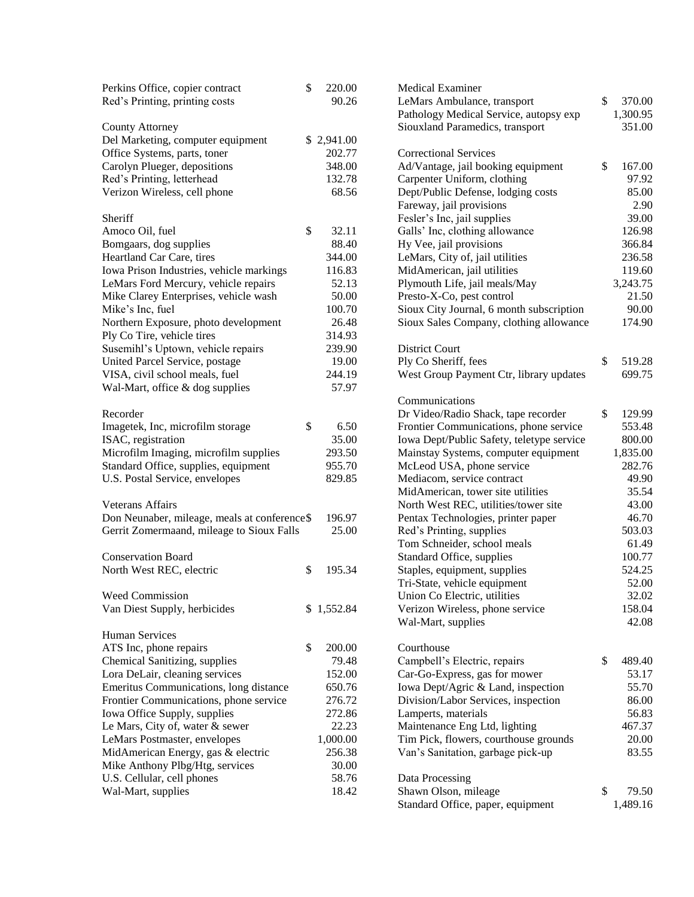| | |
|---|---|
| Perkins Office, copier contract | $ 220.00 |
| Red's Printing, printing costs | 90.26 |

**County Attorney**

| | |
|---|---|
| Del Marketing, computer equipment | $ 2,941.00 |
| Office Systems, parts, toner | 202.77 |
| Carolyn Plueger, depositions | 348.00 |
| Red's Printing, letterhead | 132.78 |
| Verizon Wireless, cell phone | 68.56 |

**Sheriff**

| | |
|---|---|
| Amoco Oil, fuel | $ 32.11 |
| Bomgaars, dog supplies | 88.40 |
| Heartland Car Care, tires | 344.00 |
| Iowa Prison Industries, vehicle markings | 116.83 |
| LeMars Ford Mercury, vehicle repairs | 52.13 |
| Mike Clarey Enterprises, vehicle wash | 50.00 |
| Mike's Inc, fuel | 100.70 |
| Northern Exposure, photo development | 26.48 |
| Ply Co Tire, vehicle tires | 314.93 |
| Susemihl's Uptown, vehicle repairs | 239.90 |
| United Parcel Service, postage | 19.00 |
| VISA, civil school meals, fuel | 244.19 |
| Wal-Mart, office & dog supplies | 57.97 |

**Recorder**

| | |
|---|---|
| Imagetek, Inc, microfilm storage | $ 6.50 |
| ISAC, registration | 35.00 |
| Microfilm Imaging, microfilm supplies | 293.50 |
| Standard Office, supplies, equipment | 955.70 |
| U.S. Postal Service, envelopes | 829.85 |

**Veterans Affairs**

| | |
|---|---|
| Don Neunaber, mileage, meals at conference | $ 196.97 |
| Gerrit Zomermaand, mileage to Sioux Falls | 25.00 |

**Conservation Board**

| | |
|---|---|
| North West REC, electric | $ 195.34 |

**Weed Commission**

| | |
|---|---|
| Van Diest Supply, herbicides | $ 1,552.84 |

**Human Services**

| | |
|---|---|
| ATS Inc, phone repairs | $ 200.00 |
| Chemical Sanitizing, supplies | 79.48 |
| Lora DeLair, cleaning services | 152.00 |
| Emeritus Communications, long distance | 650.76 |
| Frontier Communications, phone service | 276.72 |
| Iowa Office Supply, supplies | 272.86 |
| Le Mars, City of, water & sewer | 22.23 |
| LeMars Postmaster, envelopes | 1,000.00 |
| MidAmerican Energy, gas & electric | 256.38 |
| Mike Anthony Plbg/Htg, services | 30.00 |
| U.S. Cellular, cell phones | 58.76 |
| Wal-Mart, supplies | 18.42 |

**Medical Examiner**

| | |
|---|---|
| LeMars Ambulance, transport | $ 370.00 |
| Pathology Medical Service, autopsy exp | 1,300.95 |
| Siouxland Paramedics, transport | 351.00 |

**Correctional Services**

| | |
|---|---|
| Ad/Vantage, jail booking equipment | $ 167.00 |
| Carpenter Uniform, clothing | 97.92 |
| Dept/Public Defense, lodging costs | 85.00 |
| Fareway, jail provisions | 2.90 |
| Fesler's Inc, jail supplies | 39.00 |
| Galls' Inc, clothing allowance | 126.98 |
| Hy Vee, jail provisions | 366.84 |
| LeMars, City of, jail utilities | 236.58 |
| MidAmerican, jail utilities | 119.60 |
| Plymouth Life, jail meals/May | 3,243.75 |
| Presto-X-Co, pest control | 21.50 |
| Sioux City Journal, 6 month subscription | 90.00 |
| Sioux Sales Company, clothing allowance | 174.90 |

**District Court**

| | |
|---|---|
| Ply Co Sheriff, fees | $ 519.28 |
| West Group Payment Ctr, library updates | 699.75 |

**Communications**

| | |
|---|---|
| Dr Video/Radio Shack, tape recorder | $ 129.99 |
| Frontier Communications, phone service | 553.48 |
| Iowa Dept/Public Safety, teletype service | 800.00 |
| Mainstay Systems, computer equipment | 1,835.00 |
| McLeod USA, phone service | 282.76 |
| Mediacom, service contract | 49.90 |
| MidAmerican, tower site utilities | 35.54 |
| North West REC, utilities/tower site | 43.00 |
| Pentax Technologies, printer paper | 46.70 |
| Red's Printing, supplies | 503.03 |
| Tom Schneider, school meals | 61.49 |
| Standard Office, supplies | 100.77 |
| Staples, equipment, supplies | 524.25 |
| Tri-State, vehicle equipment | 52.00 |
| Union Co Electric, utilities | 32.02 |
| Verizon Wireless, phone service | 158.04 |
| Wal-Mart, supplies | 42.08 |

**Courthouse**

| | |
|---|---|
| Campbell's Electric, repairs | $ 489.40 |
| Car-Go-Express, gas for mower | 53.17 |
| Iowa Dept/Agric & Land, inspection | 55.70 |
| Division/Labor Services, inspection | 86.00 |
| Lamperts, materials | 56.83 |
| Maintenance Eng Ltd, lighting | 467.37 |
| Tim Pick, flowers, courthouse grounds | 20.00 |
| Van's Sanitation, garbage pick-up | 83.55 |

**Data Processing**

| | |
|---|---|
| Shawn Olson, mileage | $ 79.50 |
| Standard Office, paper, equipment | 1,489.16 |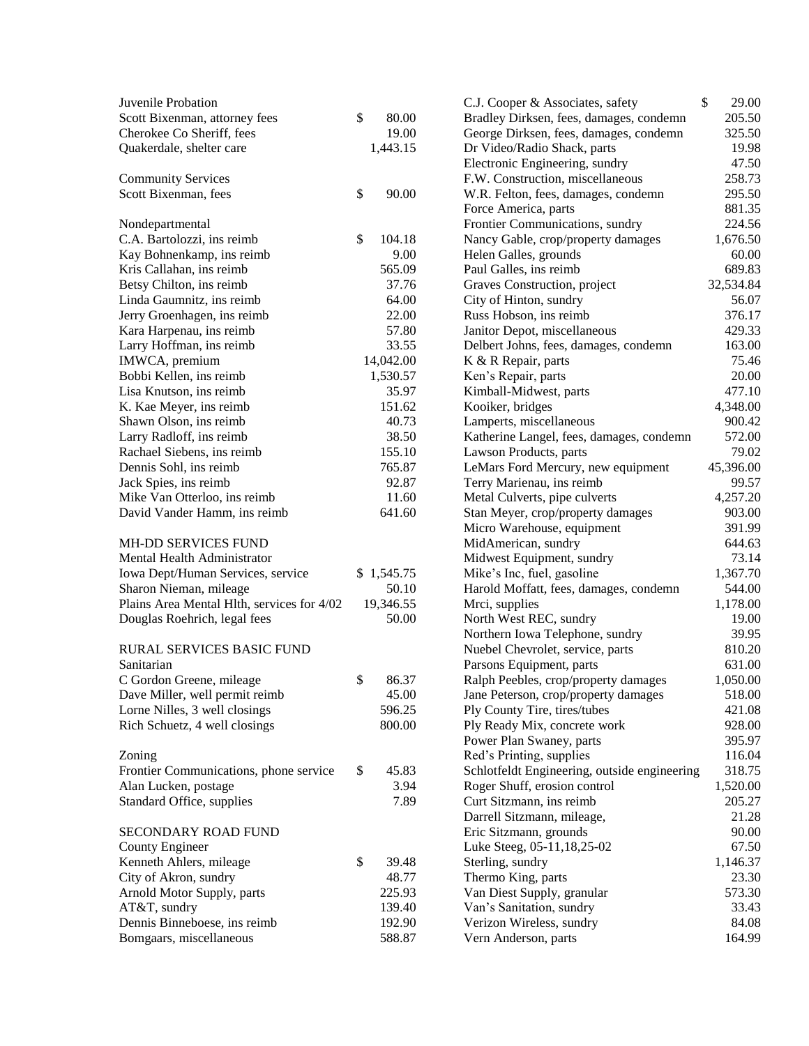Juvenile Probation

| | |
|---|---|
| Scott Bixenman, attorney fees | $ 80.00 |
| Cherokee Co Sheriff, fees | 19.00 |
| Quakerdale, shelter care | 1,443.15 |

Community Services

| | |
|---|---|
| Scott Bixenman, fees | $ 90.00 |

Nondepartmental

| | |
|---|---|
| C.A. Bartolozzi, ins reimb | $ 104.18 |
| Kay Bohnenkamp, ins reimb | 9.00 |
| Kris Callahan, ins reimb | 565.09 |
| Betsy Chilton, ins reimb | 37.76 |
| Linda Gaumnitz, ins reimb | 64.00 |
| Jerry Groenhagen, ins reimb | 22.00 |
| Kara Harpenau, ins reimb | 57.80 |
| Larry Hoffman, ins reimb | 33.55 |
| IMWCA, premium | 14,042.00 |
| Bobbi Kellen, ins reimb | 1,530.57 |
| Lisa Knutson, ins reimb | 35.97 |
| K. Kae Meyer, ins reimb | 151.62 |
| Shawn Olson, ins reimb | 40.73 |
| Larry Radloff, ins reimb | 38.50 |
| Rachael Siebens, ins reimb | 155.10 |
| Dennis Sohl, ins reimb | 765.87 |
| Jack Spies, ins reimb | 92.87 |
| Mike Van Otterloo, ins reimb | 11.60 |
| David Vander Hamm, ins reimb | 641.60 |

MH-DD SERVICES FUND

Mental Health Administrator

| | |
|---|---|
| Iowa Dept/Human Services, service | $ 1,545.75 |
| Sharon Nieman, mileage | 50.10 |
| Plains Area Mental Hlth, services for 4/02 | 19,346.55 |
| Douglas Roehrich, legal fees | 50.00 |

RURAL SERVICES BASIC FUND

Sanitarian

| | |
|---|---|
| C Gordon Greene, mileage | $ 86.37 |
| Dave Miller, well permit reimb | 45.00 |
| Lorne Nilles, 3 well closings | 596.25 |
| Rich Schuetz, 4 well closings | 800.00 |

Zoning

| | |
|---|---|
| Frontier Communications, phone service | $ 45.83 |
| Alan Lucken, postage | 3.94 |
| Standard Office, supplies | 7.89 |

SECONDARY ROAD FUND

County Engineer

| | |
|---|---|
| Kenneth Ahlers, mileage | $ 39.48 |
| City of Akron, sundry | 48.77 |
| Arnold Motor Supply, parts | 225.93 |
| AT&T, sundry | 139.40 |
| Dennis Binneboese, ins reimb | 192.90 |
| Bomgaars, miscellaneous | 588.87 |
| C.J. Cooper & Associates, safety | $ 29.00 |
| Bradley Dirksen, fees, damages, condemn | 205.50 |
| George Dirksen, fees, damages, condemn | 325.50 |
| Dr Video/Radio Shack, parts | 19.98 |
| Electronic Engineering, sundry | 47.50 |
| F.W. Construction, miscellaneous | 258.73 |
| W.R. Felton, fees, damages, condemn | 295.50 |
| Force America, parts | 881.35 |
| Frontier Communications, sundry | 224.56 |
| Nancy Gable, crop/property damages | 1,676.50 |
| Helen Galles, grounds | 60.00 |
| Paul Galles, ins reimb | 689.83 |
| Graves Construction, project | 32,534.84 |
| City of Hinton, sundry | 56.07 |
| Russ Hobson, ins reimb | 376.17 |
| Janitor Depot, miscellaneous | 429.33 |
| Delbert Johns, fees, damages, condemn | 163.00 |
| K & R Repair, parts | 75.46 |
| Ken's Repair, parts | 20.00 |
| Kimball-Midwest, parts | 477.10 |
| Kooiker, bridges | 4,348.00 |
| Lamperts, miscellaneous | 900.42 |
| Katherine Langel, fees, damages, condemn | 572.00 |
| Lawson Products, parts | 79.02 |
| LeMars Ford Mercury, new equipment | 45,396.00 |
| Terry Marienau, ins reimb | 99.57 |
| Metal Culverts, pipe culverts | 4,257.20 |
| Stan Meyer, crop/property damages | 903.00 |
| Micro Warehouse, equipment | 391.99 |
| MidAmerican, sundry | 644.63 |
| Midwest Equipment, sundry | 73.14 |
| Mike's Inc, fuel, gasoline | 1,367.70 |
| Harold Moffatt, fees, damages, condemn | 544.00 |
| Mrci, supplies | 1,178.00 |
| North West REC, sundry | 19.00 |
| Northern Iowa Telephone, sundry | 39.95 |
| Nuebel Chevrolet, service, parts | 810.20 |
| Parsons Equipment, parts | 631.00 |
| Ralph Peebles, crop/property damages | 1,050.00 |
| Jane Peterson, crop/property damages | 518.00 |
| Ply County Tire, tires/tubes | 421.08 |
| Ply Ready Mix, concrete work | 928.00 |
| Power Plan Swaney, parts | 395.97 |
| Red's Printing, supplies | 116.04 |
| Schlotfeldt Engineering, outside engineering | 318.75 |
| Roger Shuff, erosion control | 1,520.00 |
| Curt Sitzmann, ins reimb | 205.27 |
| Darrell Sitzmann, mileage, | 21.28 |
| Eric Sitzmann, grounds | 90.00 |
| Luke Steeg, 05-11,18,25-02 | 67.50 |
| Sterling, sundry | 1,146.37 |
| Thermo King, parts | 23.30 |
| Van Diest Supply, granular | 573.30 |
| Van's Sanitation, sundry | 33.43 |
| Verizon Wireless, sundry | 84.08 |
| Vern Anderson, parts | 164.99 |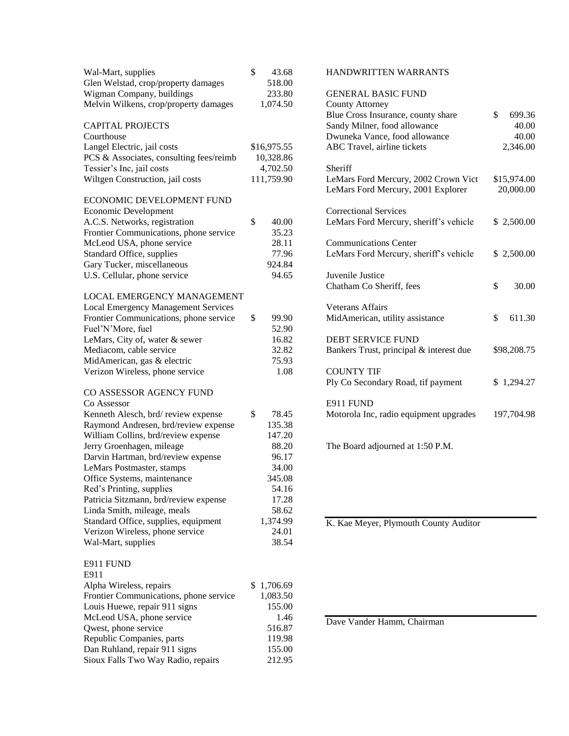| | |
|---|---|
| Wal-Mart, supplies | $ 43.68 |
| Glen Welstad, crop/property damages | 518.00 |
| Wigman Company, buildings | 233.80 |
| Melvin Wilkens, crop/property damages | 1,074.50 |

CAPITAL PROJECTS

Courthouse

| | |
|---|---|
| Langel Electric, jail costs | $16,975.55 |
| PCS & Associates, consulting fees/reimb | 10,328.86 |
| Tessier's Inc, jail costs | 4,702.50 |
| Wiltgen Construction, jail costs | 111,759.90 |

ECONOMIC DEVELOPMENT FUND

Economic Development

| | |
|---|---|
| A.C.S. Networks, registration | $ 40.00 |
| Frontier Communications, phone service | 35.23 |
| McLeod USA, phone service | 28.11 |
| Standard Office, supplies | 77.96 |
| Gary Tucker, miscellaneous | 924.84 |
| U.S. Cellular, phone service | 94.65 |

LOCAL EMERGENCY MANAGEMENT

Local Emergency Management Services

| | |
|---|---|
| Frontier Communications, phone service | $ 99.90 |
| Fuel'N'More, fuel | 52.90 |
| LeMars, City of, water & sewer | 16.82 |
| Mediacom, cable service | 32.82 |
| MidAmerican, gas & electric | 75.93 |
| Verizon Wireless, phone service | 1.08 |

CO ASSESSOR AGENCY FUND

Co Assessor

| | |
|---|---|
| Kenneth Alesch, brd/ review expense | $ 78.45 |
| Raymond Andresen, brd/review expense | 135.38 |
| William Collins, brd/review expense | 147.20 |
| Jerry Groenhagen, mileage | 88.20 |
| Darvin Hartman, brd/review expense | 96.17 |
| LeMars Postmaster, stamps | 34.00 |
| Office Systems, maintenance | 345.08 |
| Red's Printing, supplies | 54.16 |
| Patricia Sitzmann, brd/review expense | 17.28 |
| Linda Smith, mileage, meals | 58.62 |
| Standard Office, supplies, equipment | 1,374.99 |
| Verizon Wireless, phone service | 24.01 |
| Wal-Mart, supplies | 38.54 |

E911 FUND

E911

| | |
|---|---|
| Alpha Wireless, repairs | $ 1,706.69 |
| Frontier Communications, phone service | 1,083.50 |
| Louis Huewe, repair 911 signs | 155.00 |
| McLeod USA, phone service | 1.46 |
| Qwest, phone service | 516.87 |
| Republic Companies, parts | 119.98 |
| Dan Ruhland, repair 911 signs | 155.00 |
| Sioux Falls Two Way Radio, repairs | 212.95 |

HANDWRITTEN WARRANTS

GENERAL BASIC FUND

County Attorney

| | |
|---|---|
| Blue Cross Insurance, county share | $ 699.36 |
| Sandy Milner, food allowance | 40.00 |
| Dwuneka Vance, food allowance | 40.00 |
| ABC Travel, airline tickets | 2,346.00 |

Sheriff

| | |
|---|---|
| LeMars Ford Mercury, 2002 Crown Vict | $15,974.00 |
| LeMars Ford Mercury, 2001 Explorer | 20,000.00 |

Correctional Services

| | |
|---|---|
| LeMars Ford Mercury, sheriff's vehicle | $ 2,500.00 |

Communications Center

| | |
|---|---|
| LeMars Ford Mercury, sheriff's vehicle | $ 2,500.00 |

Juvenile Justice

| | |
|---|---|
| Chatham Co Sheriff, fees | $ 30.00 |

Veterans Affairs

| | |
|---|---|
| MidAmerican, utility assistance | $ 611.30 |

DEBT SERVICE FUND

| | |
|---|---|
| Bankers Trust, principal & interest due | $98,208.75 |

COUNTY TIF

| | |
|---|---|
| Ply Co Secondary Road, tif payment | $ 1,294.27 |

E911 FUND

| | |
|---|---|
| Motorola Inc, radio equipment upgrades | 197,704.98 |

The Board adjourned at 1:50 P.M.

K. Kae Meyer, Plymouth County Auditor

Dave Vander Hamm, Chairman